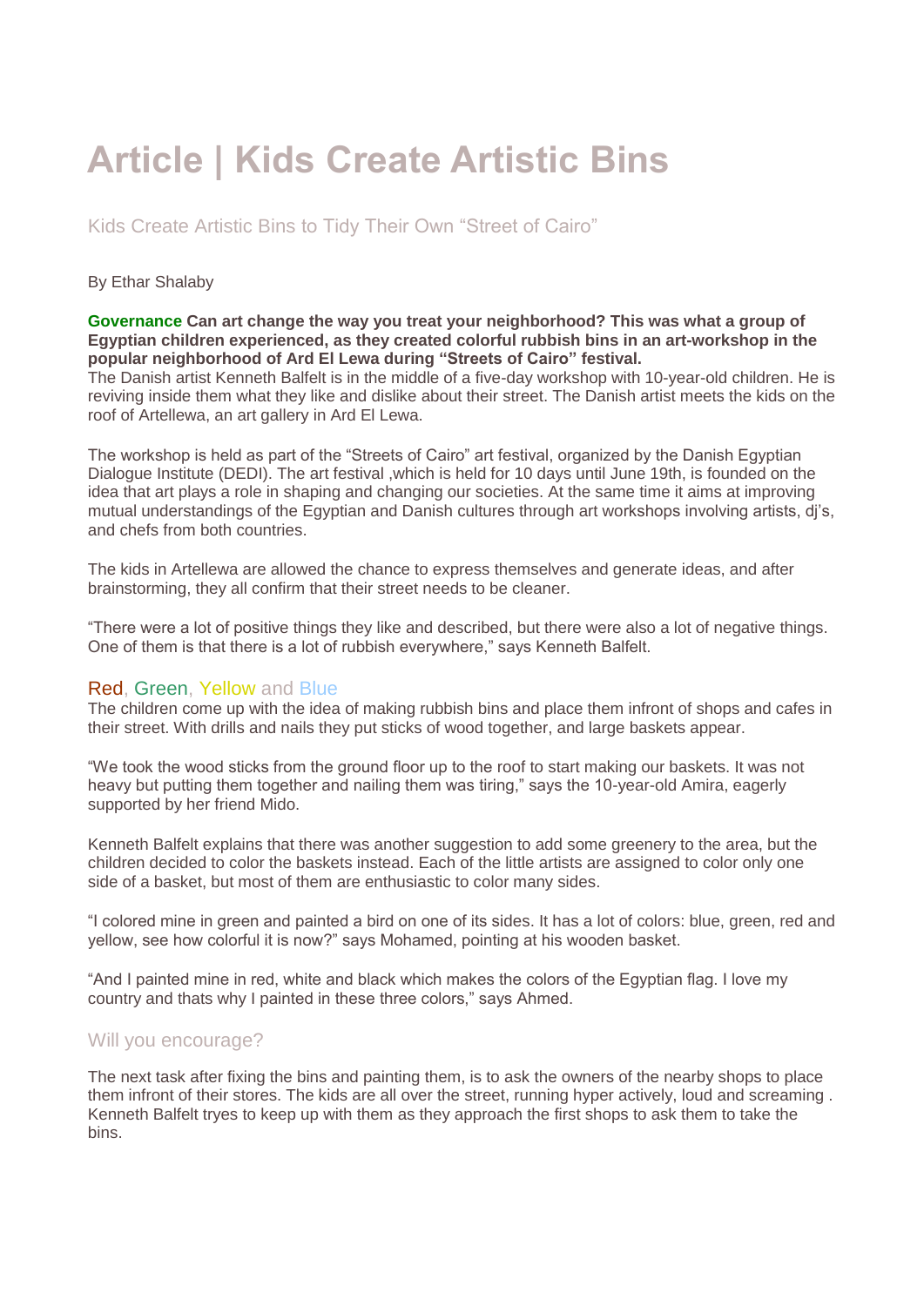# Article | Kids Create Artistic Bins

## Kids Create Artistic Bins to Tidy Their Own "Street of Cairo"

By Ethar Shalaby

**Governance Can art change the way you treat your neighborhood? This was what a group of Egyptian children experienced, as they created colorful rubbish bins in an art-workshop in the popular neighborhood of Ard El Lewa during "Streets of Cairo" festival.**
The Danish artist Kenneth Balfelt is in the middle of a five-day workshop with 10-year-old children. He is reviving inside them what they like and dislike about their street. The Danish artist meets the kids on the roof of Artellewa, an art gallery in Ard El Lewa.

The workshop is held as part of the "Streets of Cairo" art festival, organized by the Danish Egyptian Dialogue Institute (DEDI). The art festival ,which is held for 10 days until June 19th, is founded on the idea that art plays a role in shaping and changing our societies. At the same time it aims at improving mutual understandings of the Egyptian and Danish cultures through art workshops involving artists, dj's, and chefs from both countries.

The kids in Artellewa are allowed the chance to express themselves and generate ideas, and after brainstorming, they all confirm that their street needs to be cleaner.

"There were a lot of positive things they like and described, but there were also a lot of negative things. One of them is that there is a lot of rubbish everywhere," says Kenneth Balfelt.

### Red, Green, Yellow and Blue

The children come up with the idea of making rubbish bins and place them infront of shops and cafes in their street. With drills and nails they put sticks of wood together, and large baskets appear.

"We took the wood sticks from the ground floor up to the roof to start making our baskets. It was not heavy but putting them together and nailing them was tiring," says the 10-year-old Amira, eagerly supported by her friend Mido.

Kenneth Balfelt explains that there was another suggestion to add some greenery to the area, but the children decided to color the baskets instead. Each of the little artists are assigned to color only one side of a basket, but most of them are enthusiastic to color many sides.

"I colored mine in green and painted a bird on one of its sides. It has a lot of colors: blue, green, red and yellow, see how colorful it is now?" says Mohamed, pointing at his wooden basket.

"And I painted mine in red, white and black which makes the colors of the Egyptian flag. I love my country and thats why I painted in these three colors," says Ahmed.

### Will you encourage?

The next task after fixing the bins and painting them, is to ask the owners of the nearby shops to place them infront of their stores. The kids are all over the street, running hyper actively, loud and screaming . Kenneth Balfelt tryes to keep up with them as they approach the first shops to ask them to take the bins.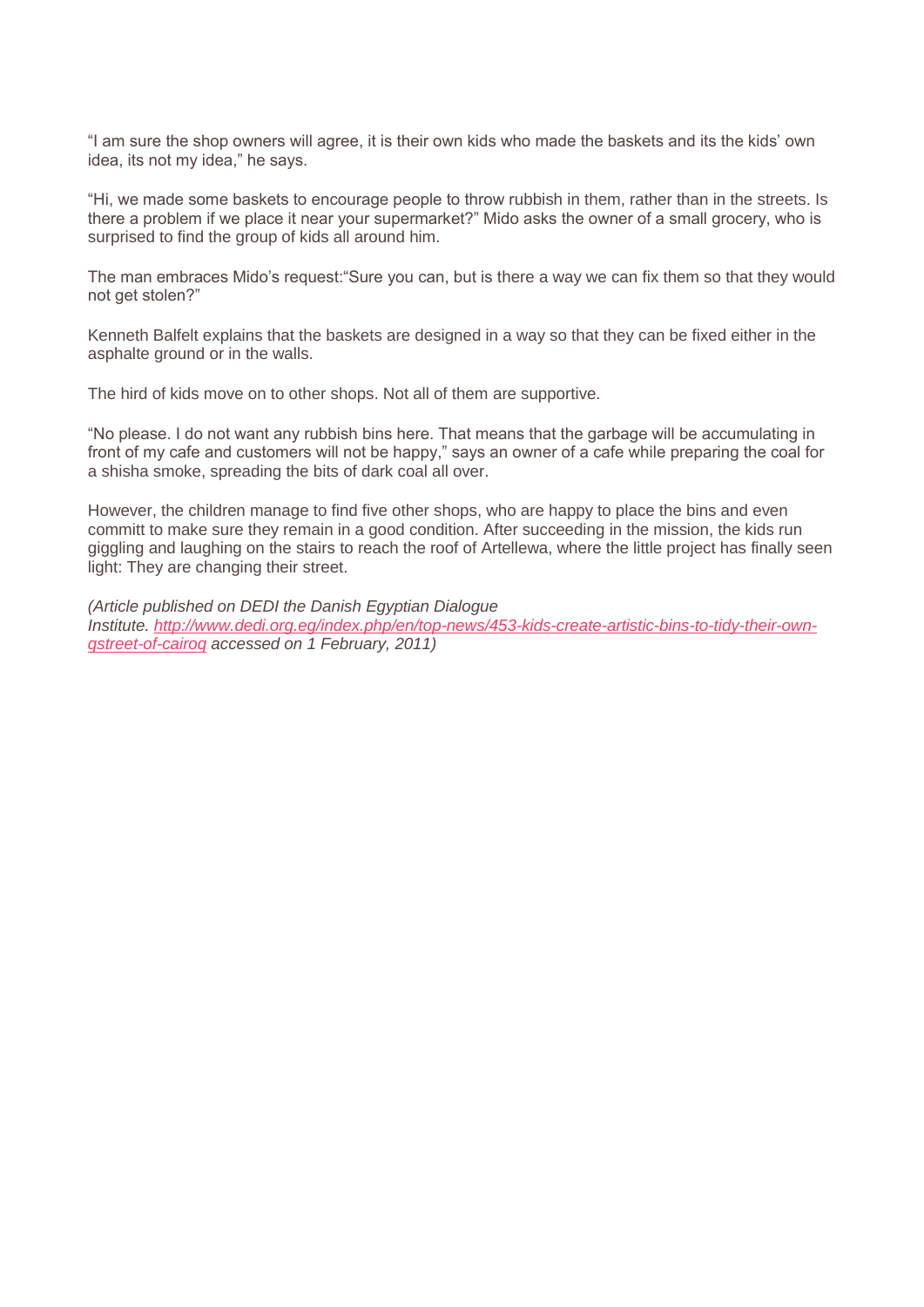"I am sure the shop owners will agree, it is their own kids who made the baskets and its the kids' own idea, its not my idea," he says.

"Hi, we made some baskets to encourage people to throw rubbish in them, rather than in the streets. Is there a problem if we place it near your supermarket?" Mido asks the owner of a small grocery, who is surprised to find the group of kids all around him.

The man embraces Mido's request:"Sure you can, but is there a way we can fix them so that they would not get stolen?"

Kenneth Balfelt explains that the baskets are designed in a way so that they can be fixed either in the asphalte ground or in the walls.

The hird of kids move on to other shops. Not all of them are supportive.

"No please. I do not want any rubbish bins here. That means that the garbage will be accumulating in front of my cafe and customers will not be happy," says an owner of a cafe while preparing the coal for a shisha smoke, spreading the bits of dark coal all over.

However, the children manage to find five other shops, who are happy to place the bins and even committ to make sure they remain in a good condition. After succeeding in the mission, the kids run giggling and laughing on the stairs to reach the roof of Artellewa, where the little project has finally seen light: They are changing their street.

*(Article published on DEDI the Danish Egyptian Dialogue Institute. [http://www.dedi.org.eg/index.php/en/top-news/453-kids-create-artistic-bins-to-tidy-their-own-qstreet-of-cairoq](http://www.dedi.org.eg/index.php/en/top-news/453-kids-create-artistic-bins-to-tidy-their-own-qstreet-of-cairoq) accessed on 1 February, 2011)*